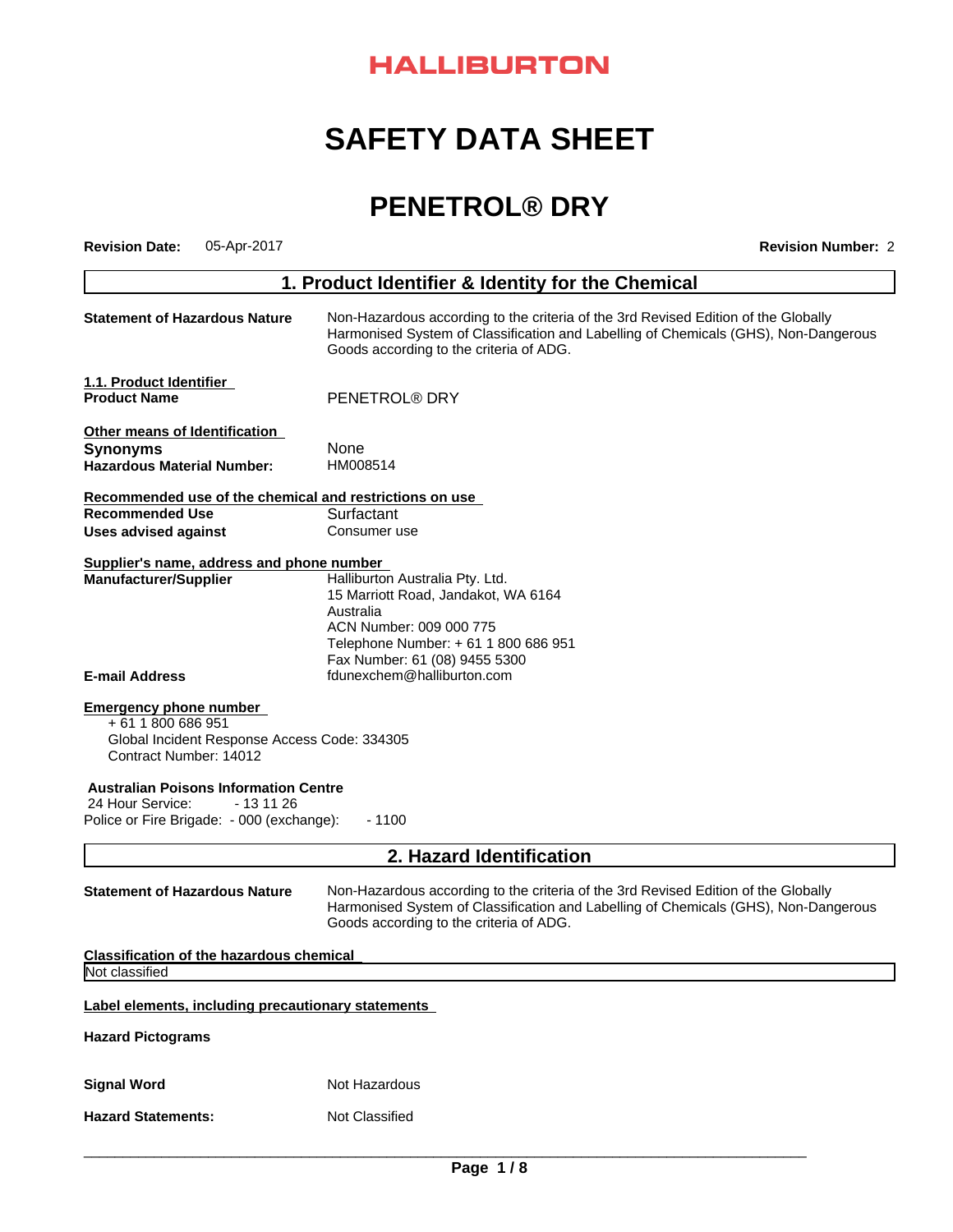HALLIBURTON

# SAFETY DATA SHEET

# PENETROL® DRY

**Revision Date:** 05-Apr-2017 **Revision Number:** 2

## 1. Product Identifier & Identity for the Chemical

**Statement of Hazardous Nature** Non-Hazardous according to the criteria of the 3rd Revised Edition of the Globally Harmonised System of Classification and Labelling of Chemicals (GHS), Non-Dangerous Goods according to the criteria of ADG.

**1.1. Product Identifier**

**Product Name** PENETROL® DRY

**Other means of Identification**

**Synonyms** None

**Hazardous Material Number:** HM008514

**Recommended use of the chemical and restrictions on use**

**Recommended Use** Surfactant

**Uses advised against** Consumer use

**Supplier's name, address and phone number**

**Manufacturer/Supplier**
Halliburton Australia Pty. Ltd.
15 Marriott Road, Jandakot, WA 6164
Australia
ACN Number: 009 000 775
Telephone Number: + 61 1 800 686 951
Fax Number: 61 (08) 9455 5300

**E-mail Address** fdunexchem@halliburton.com

**Emergency phone number**

+ 61 1 800 686 951
Global Incident Response Access Code: 334305
Contract Number: 14012

**Australian Poisons Information Centre**

24 Hour Service: - 13 11 26
Police or Fire Brigade: - 000 (exchange): - 1100

## 2. Hazard Identification

**Statement of Hazardous Nature** Non-Hazardous according to the criteria of the 3rd Revised Edition of the Globally Harmonised System of Classification and Labelling of Chemicals (GHS), Non-Dangerous Goods according to the criteria of ADG.

**Classification of the hazardous chemical**

Not classified

**Label elements, including precautionary statements**

**Hazard Pictograms**

**Signal Word** Not Hazardous

**Hazard Statements:** Not Classified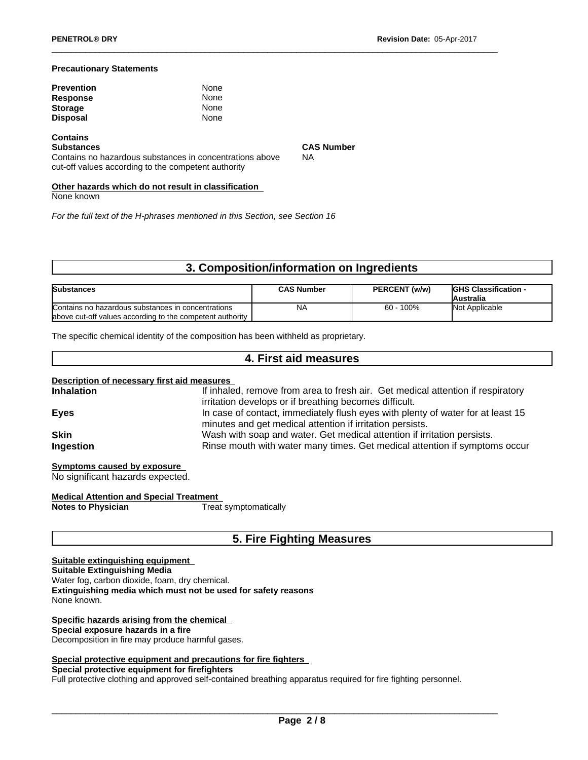**Precautionary Statements**

**Prevention** None
**Response** None
**Storage** None
**Disposal** None

**Contains**

| **Substances** | **CAS Number** |
| --- | --- |
| Contains no hazardous substances in concentrations above cut-off values according to the competent authority | NA |

**Other hazards which do not result in classification**
None known

*For the full text of the H-phrases mentioned in this Section, see Section 16*

## 3. Composition/information on Ingredients

| Substances | CAS Number | PERCENT (w/w) | GHS Classification - Australia |
| --- | --- | --- | --- |
| Contains no hazardous substances in concentrations above cut-off values according to the competent authority | NA | 60 - 100% | Not Applicable |

The specific chemical identity of the composition has been withheld as proprietary.

## 4. First aid measures

**Description of necessary first aid measures**

**Inhalation** If inhaled, remove from area to fresh air. Get medical attention if respiratory irritation develops or if breathing becomes difficult.

**Eyes** In case of contact, immediately flush eyes with plenty of water for at least 15 minutes and get medical attention if irritation persists.

**Skin** Wash with soap and water. Get medical attention if irritation persists.

**Ingestion** Rinse mouth with water many times. Get medical attention if symptoms occur

**Symptoms caused by exposure**
No significant hazards expected.

**Medical Attention and Special Treatment**
**Notes to Physician** Treat symptomatically

## 5. Fire Fighting Measures

**Suitable extinguishing equipment**
**Suitable Extinguishing Media**
Water fog, carbon dioxide, foam, dry chemical.
**Extinguishing media which must not be used for safety reasons**
None known.

**Specific hazards arising from the chemical**
**Special exposure hazards in a fire**
Decomposition in fire may produce harmful gases.

**Special protective equipment and precautions for fire fighters**
**Special protective equipment for firefighters**
Full protective clothing and approved self-contained breathing apparatus required for fire fighting personnel.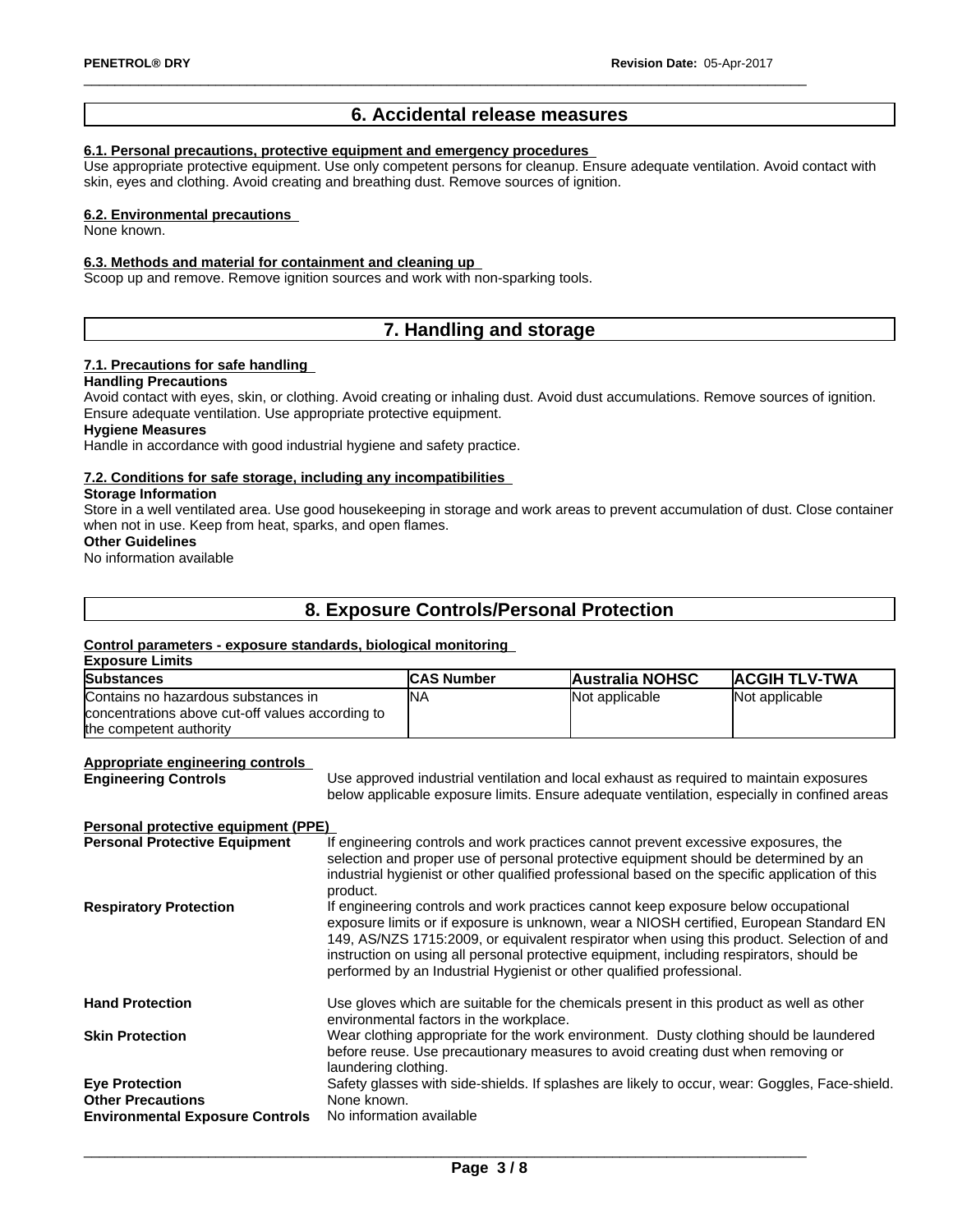## 6. Accidental release measures

### 6.1. Personal precautions, protective equipment and emergency procedures

Use appropriate protective equipment. Use only competent persons for cleanup. Ensure adequate ventilation. Avoid contact with skin, eyes and clothing. Avoid creating and breathing dust. Remove sources of ignition.

### 6.2. Environmental precautions

None known.

### 6.3. Methods and material for containment and cleaning up

Scoop up and remove. Remove ignition sources and work with non-sparking tools.

## 7. Handling and storage

### 7.1. Precautions for safe handling

**Handling Precautions**

Avoid contact with eyes, skin, or clothing. Avoid creating or inhaling dust. Avoid dust accumulations. Remove sources of ignition. Ensure adequate ventilation. Use appropriate protective equipment.

**Hygiene Measures**

Handle in accordance with good industrial hygiene and safety practice.

### 7.2. Conditions for safe storage, including any incompatibilities

**Storage Information**

Store in a well ventilated area. Use good housekeeping in storage and work areas to prevent accumulation of dust. Close container when not in use. Keep from heat, sparks, and open flames.

**Other Guidelines**

No information available

## 8. Exposure Controls/Personal Protection

### Control parameters - exposure standards, biological monitoring

**Exposure Limits**

| Substances | CAS Number | Australia NOHSC | ACGIH TLV-TWA |
|---|---|---|---|
| Contains no hazardous substances in concentrations above cut-off values according to the competent authority | NA | Not applicable | Not applicable |

### Appropriate engineering controls

**Engineering Controls**: Use approved industrial ventilation and local exhaust as required to maintain exposures below applicable exposure limits. Ensure adequate ventilation, especially in confined areas

### Personal protective equipment (PPE)

**Personal Protective Equipment**: If engineering controls and work practices cannot prevent excessive exposures, the selection and proper use of personal protective equipment should be determined by an industrial hygienist or other qualified professional based on the specific application of this product.

**Respiratory Protection**: If engineering controls and work practices cannot keep exposure below occupational exposure limits or if exposure is unknown, wear a NIOSH certified, European Standard EN 149, AS/NZS 1715:2009, or equivalent respirator when using this product. Selection of and instruction on using all personal protective equipment, including respirators, should be performed by an Industrial Hygienist or other qualified professional.

**Hand Protection**: Use gloves which are suitable for the chemicals present in this product as well as other environmental factors in the workplace.

**Skin Protection**: Wear clothing appropriate for the work environment. Dusty clothing should be laundered before reuse. Use precautionary measures to avoid creating dust when removing or laundering clothing.

**Eye Protection**: Safety glasses with side-shields. If splashes are likely to occur, wear: Goggles, Face-shield.

**Other Precautions**: None known.

**Environmental Exposure Controls**: No information available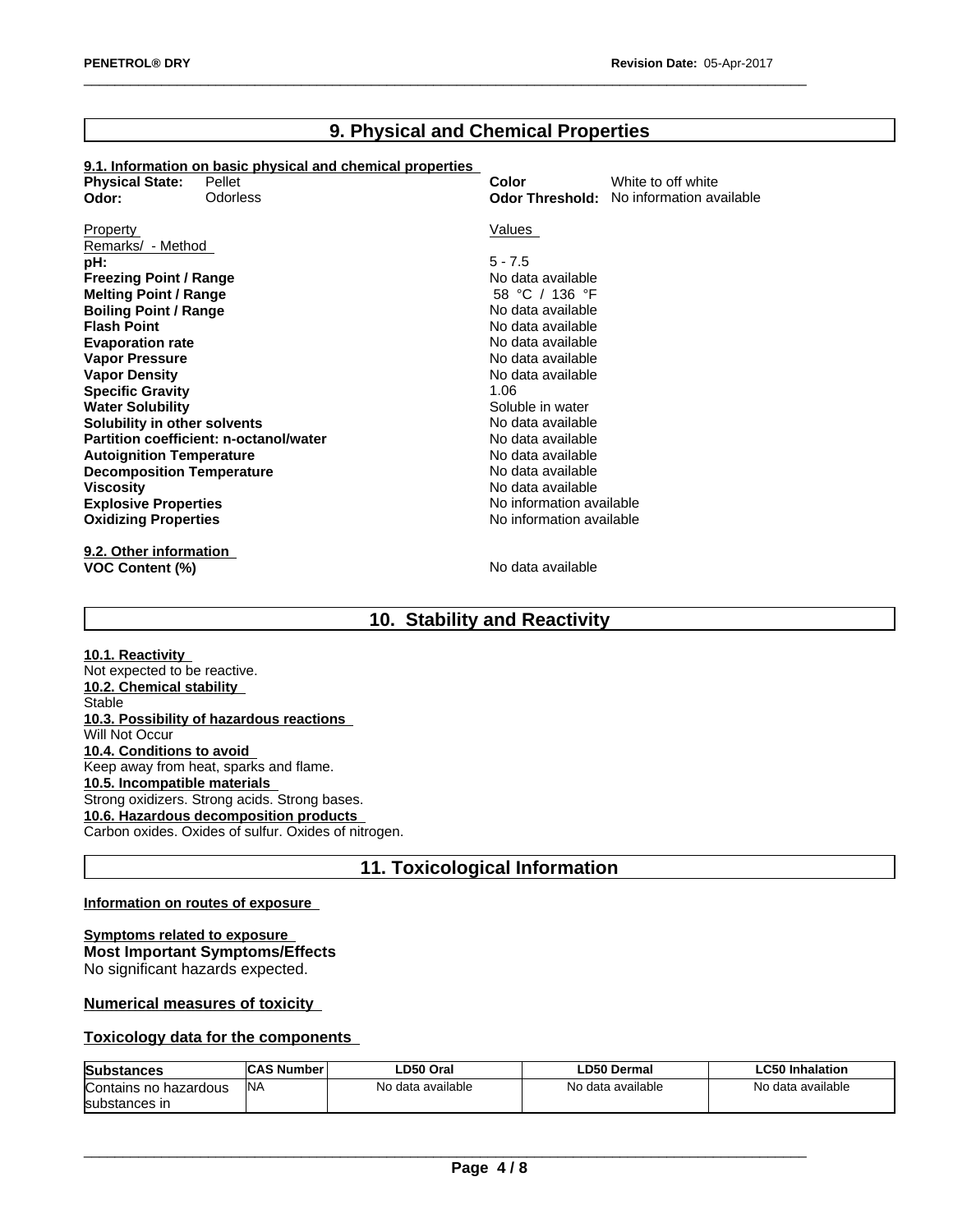## 9. Physical and Chemical Properties

### 9.1. Information on basic physical and chemical properties

**Physical State:** Pellet
**Odor:** Odorless
**Color** White to off white
**Odor Threshold:** No information available

| Property Remarks/ - Method | Values |
|---|---|
| **pH:** | 5 - 7.5 |
| **Freezing Point / Range** | No data available |
| **Melting Point / Range** | 58 °C / 136 °F |
| **Boiling Point / Range** | No data available |
| **Flash Point** | No data available |
| **Evaporation rate** | No data available |
| **Vapor Pressure** | No data available |
| **Vapor Density** | No data available |
| **Specific Gravity** | 1.06 |
| **Water Solubility** | Soluble in water |
| **Solubility in other solvents** | No data available |
| **Partition coefficient: n-octanol/water** | No data available |
| **Autoignition Temperature** | No data available |
| **Decomposition Temperature** | No data available |
| **Viscosity** | No data available |
| **Explosive Properties** | No information available |
| **Oxidizing Properties** | No information available |

### 9.2. Other information

**VOC Content (%)** No data available

## 10. Stability and Reactivity

**10.1. Reactivity**
Not expected to be reactive.

**10.2. Chemical stability**
Stable

**10.3. Possibility of hazardous reactions**
Will Not Occur

**10.4. Conditions to avoid**
Keep away from heat, sparks and flame.

**10.5. Incompatible materials**
Strong oxidizers. Strong acids. Strong bases.

**10.6. Hazardous decomposition products**
Carbon oxides. Oxides of sulfur. Oxides of nitrogen.

## 11. Toxicological Information

**Information on routes of exposure**

**Symptoms related to exposure**

**Most Important Symptoms/Effects**
No significant hazards expected.

**Numerical measures of toxicity**

**Toxicology data for the components**

| Substances | CAS Number | LD50 Oral | LD50 Dermal | LC50 Inhalation |
|---|---|---|---|---|
| Contains no hazardous substances in | NA | No data available | No data available | No data available |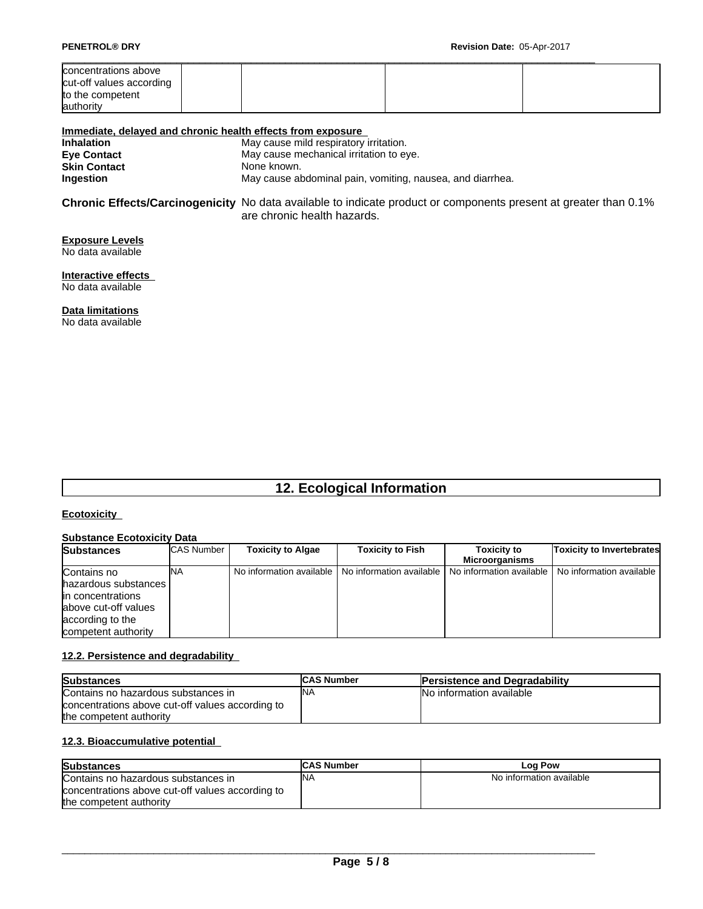| concentrations above cut-off values according to the competent authority | | | | |
|---|---|---|---|---|

**Immediate, delayed and chronic health effects from exposure**

**Inhalation** May cause mild respiratory irritation.
**Eye Contact** May cause mechanical irritation to eye.
**Skin Contact** None known.
**Ingestion** May cause abdominal pain, vomiting, nausea, and diarrhea.

**Chronic Effects/Carcinogenicity** No data available to indicate product or components present at greater than 0.1% are chronic health hazards.

**Exposure Levels**
No data available

**Interactive effects**
No data available

**Data limitations**
No data available

## 12. Ecological Information

**Ecotoxicity**

**Substance Ecotoxicity Data**

| Substances | CAS Number | Toxicity to Algae | Toxicity to Fish | Toxicity to Microorganisms | Toxicity to Invertebrates |
|---|---|---|---|---|---|
| Contains no hazardous substances in concentrations above cut-off values according to the competent authority | NA | No information available | No information available | No information available | No information available |

**12.2. Persistence and degradability**

| Substances | CAS Number | Persistence and Degradability |
|---|---|---|
| Contains no hazardous substances in concentrations above cut-off values according to the competent authority | NA | No information available |

**12.3. Bioaccumulative potential**

| Substances | CAS Number | Log Pow |
|---|---|---|
| Contains no hazardous substances in concentrations above cut-off values according to the competent authority | NA | No information available |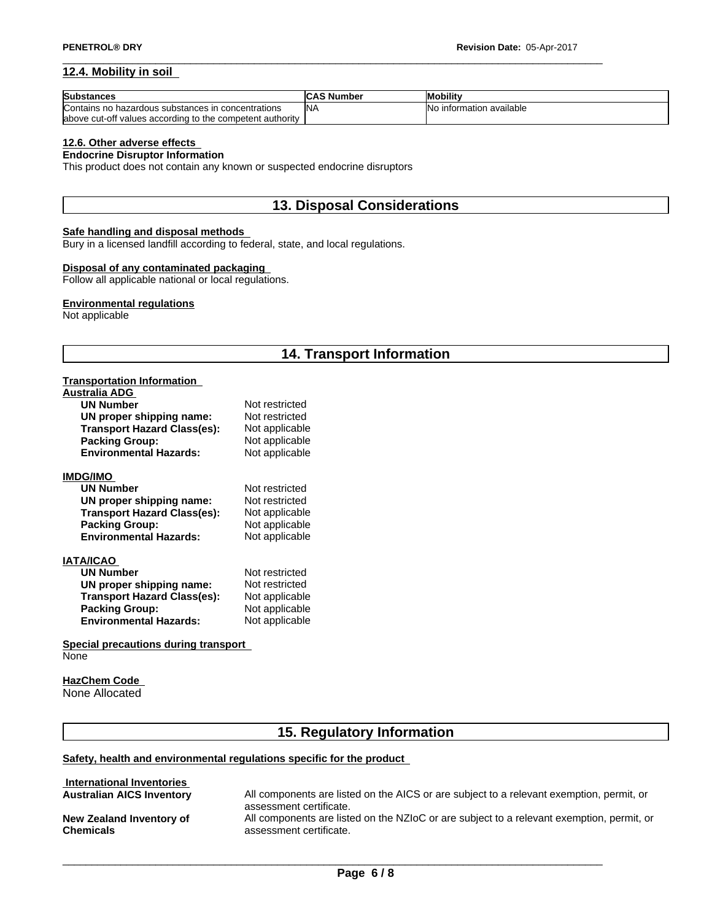### 12.4. Mobility in soil

| Substances | CAS Number | Mobility |
| --- | --- | --- |
| Contains no hazardous substances in concentrations above cut-off values according to the competent authority | NA | No information available |

### 12.6. Other adverse effects

**Endocrine Disruptor Information**

This product does not contain any known or suspected endocrine disruptors

## 13. Disposal Considerations

**Safe handling and disposal methods**

Bury in a licensed landfill according to federal, state, and local regulations.

**Disposal of any contaminated packaging**

Follow all applicable national or local regulations.

**Environmental regulations**

Not applicable

## 14. Transport Information

**Transportation Information**

**Australia ADG**

- **UN Number** Not restricted
- **UN proper shipping name:** Not restricted
- **Transport Hazard Class(es):** Not applicable
- **Packing Group:** Not applicable
- **Environmental Hazards:** Not applicable

**IMDG/IMO**

- **UN Number** Not restricted
- **UN proper shipping name:** Not restricted
- **Transport Hazard Class(es):** Not applicable
- **Packing Group:** Not applicable
- **Environmental Hazards:** Not applicable

**IATA/ICAO**

- **UN Number** Not restricted
- **UN proper shipping name:** Not restricted
- **Transport Hazard Class(es):** Not applicable
- **Packing Group:** Not applicable
- **Environmental Hazards:** Not applicable

**Special precautions during transport**

None

**HazChem Code**

None Allocated

## 15. Regulatory Information

**Safety, health and environmental regulations specific for the product**

**International Inventories**

**Australian AICS Inventory** All components are listed on the AICS or are subject to a relevant exemption, permit, or assessment certificate.

**New Zealand Inventory of Chemicals** All components are listed on the NZIoC or are subject to a relevant exemption, permit, or assessment certificate.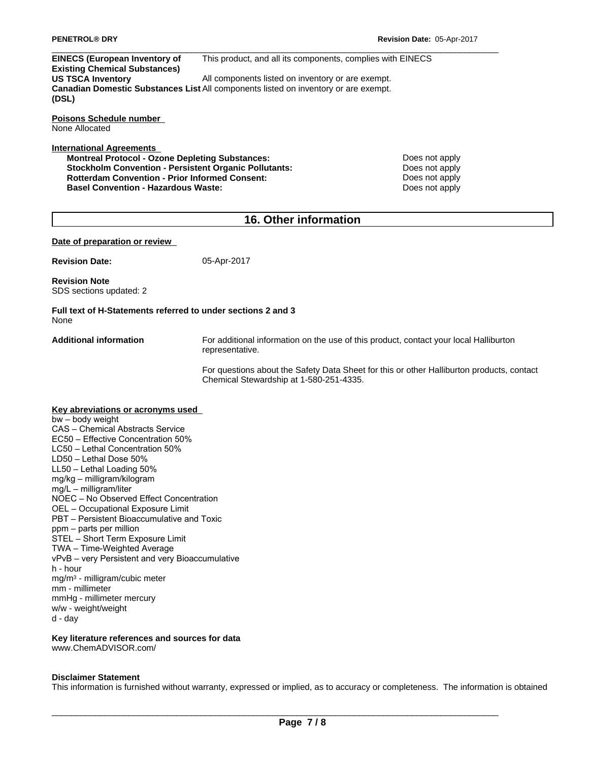| | |
|---|---|
| **EINECS (European Inventory of Existing Chemical Substances)** | This product, and all its components, complies with EINECS |
| **US TSCA Inventory** | All components listed on inventory or are exempt. |
| **Canadian Domestic Substances List (DSL)** | All components listed on inventory or are exempt. |

**Poisons Schedule number**
None Allocated

**International Agreements**

| | |
|---|---|
| **Montreal Protocol - Ozone Depleting Substances:** | Does not apply |
| **Stockholm Convention - Persistent Organic Pollutants:** | Does not apply |
| **Rotterdam Convention - Prior Informed Consent:** | Does not apply |
| **Basel Convention - Hazardous Waste:** | Does not apply |

## 16. Other information

**Date of preparation or review**

**Revision Date:** 05-Apr-2017

**Revision Note**
SDS sections updated: 2

**Full text of H-Statements referred to under sections 2 and 3**
None

**Additional information**

For additional information on the use of this product, contact your local Halliburton representative.

For questions about the Safety Data Sheet for this or other Halliburton products, contact Chemical Stewardship at 1-580-251-4335.

**Key abreviations or acronyms used**

bw – body weight
CAS – Chemical Abstracts Service
EC50 – Effective Concentration 50%
LC50 – Lethal Concentration 50%
LD50 – Lethal Dose 50%
LL50 – Lethal Loading 50%
mg/kg – milligram/kilogram
mg/L – milligram/liter
NOEC – No Observed Effect Concentration
OEL – Occupational Exposure Limit
PBT – Persistent Bioaccumulative and Toxic
ppm – parts per million
STEL – Short Term Exposure Limit
TWA – Time-Weighted Average
vPvB – very Persistent and very Bioaccumulative
h - hour
$mg/m^3$ - milligram/cubic meter
mm - millimeter
mmHg - millimeter mercury
w/w - weight/weight
d - day

**Key literature references and sources for data**
www.ChemADVISOR.com/

**Disclaimer Statement**
This information is furnished without warranty, expressed or implied, as to accuracy or completeness. The information is obtained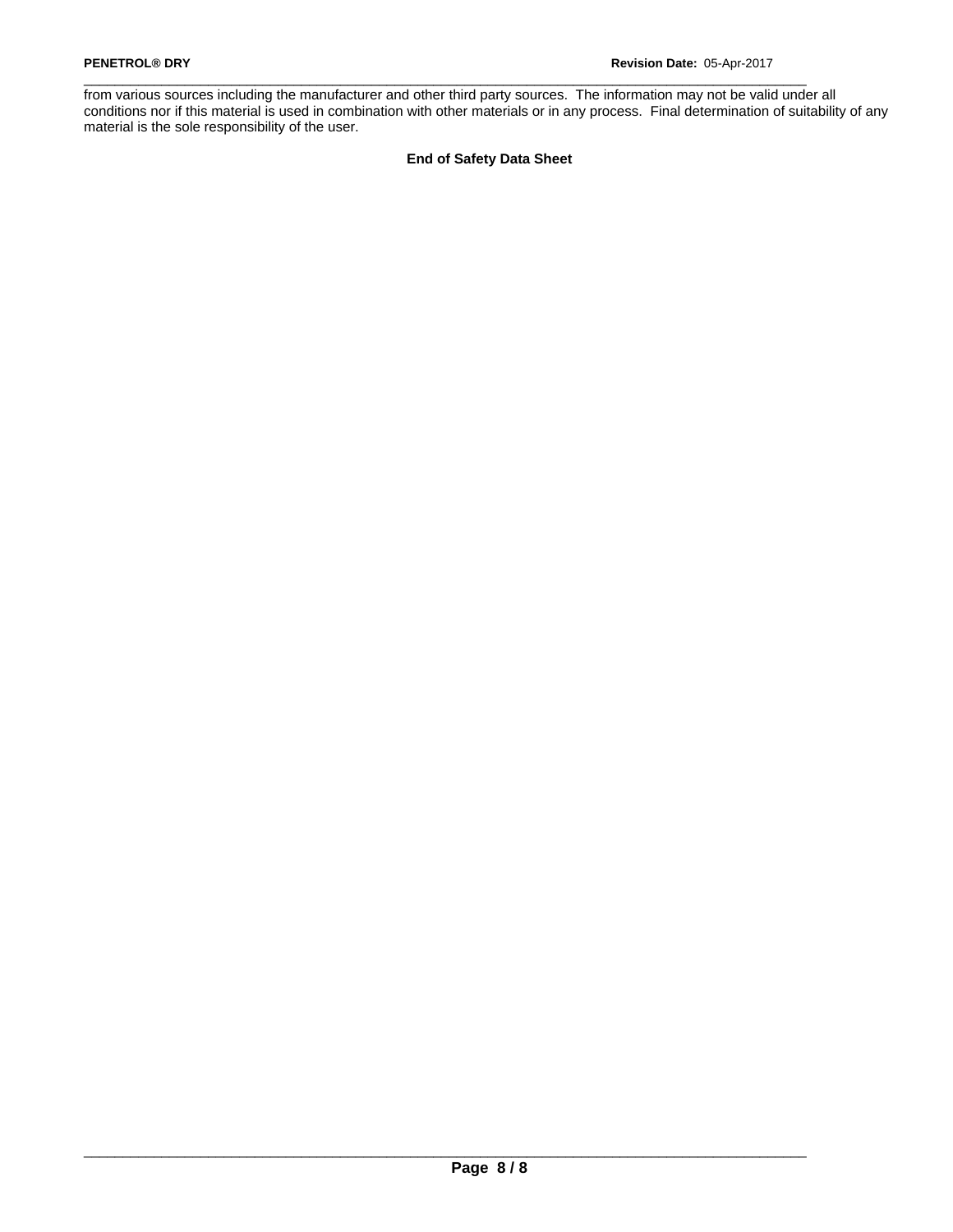from various sources including the manufacturer and other third party sources. The information may not be valid under all conditions nor if this material is used in combination with other materials or in any process. Final determination of suitability of any material is the sole responsibility of the user.

**End of Safety Data Sheet**